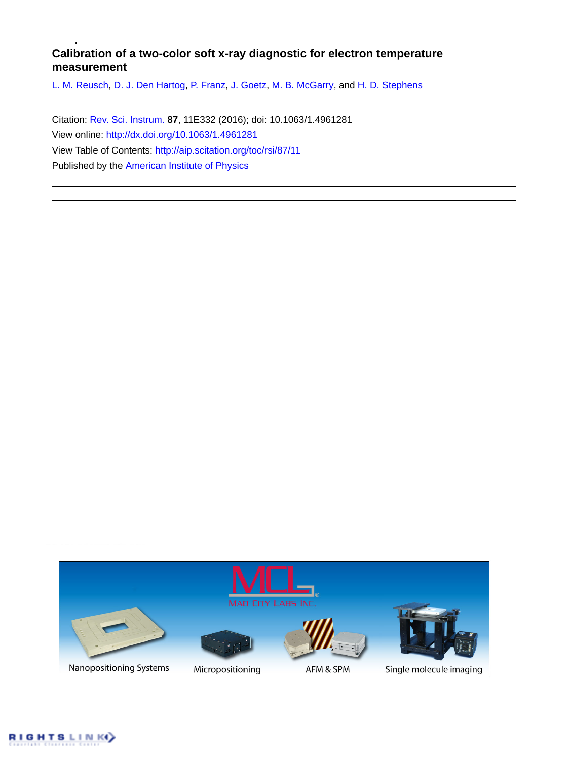# Calibration of a two-color soft x-ray diagnostic for electron temperature measurement

L. M. Reusch, D. J. Den Hartog, P. Franz, J. Goetz, M. B. McGarry, and H. D. Stephens

Citation: Rev. Sci. Instrum. **87**, 11E332 (2016); doi: 10.1063/1.4961281

View online: http://dx.doi.org/10.1063/1.4961281

View Table of Contents: http://aip.scitation.org/toc/rsi/87/11

Published by the American Institute of Physics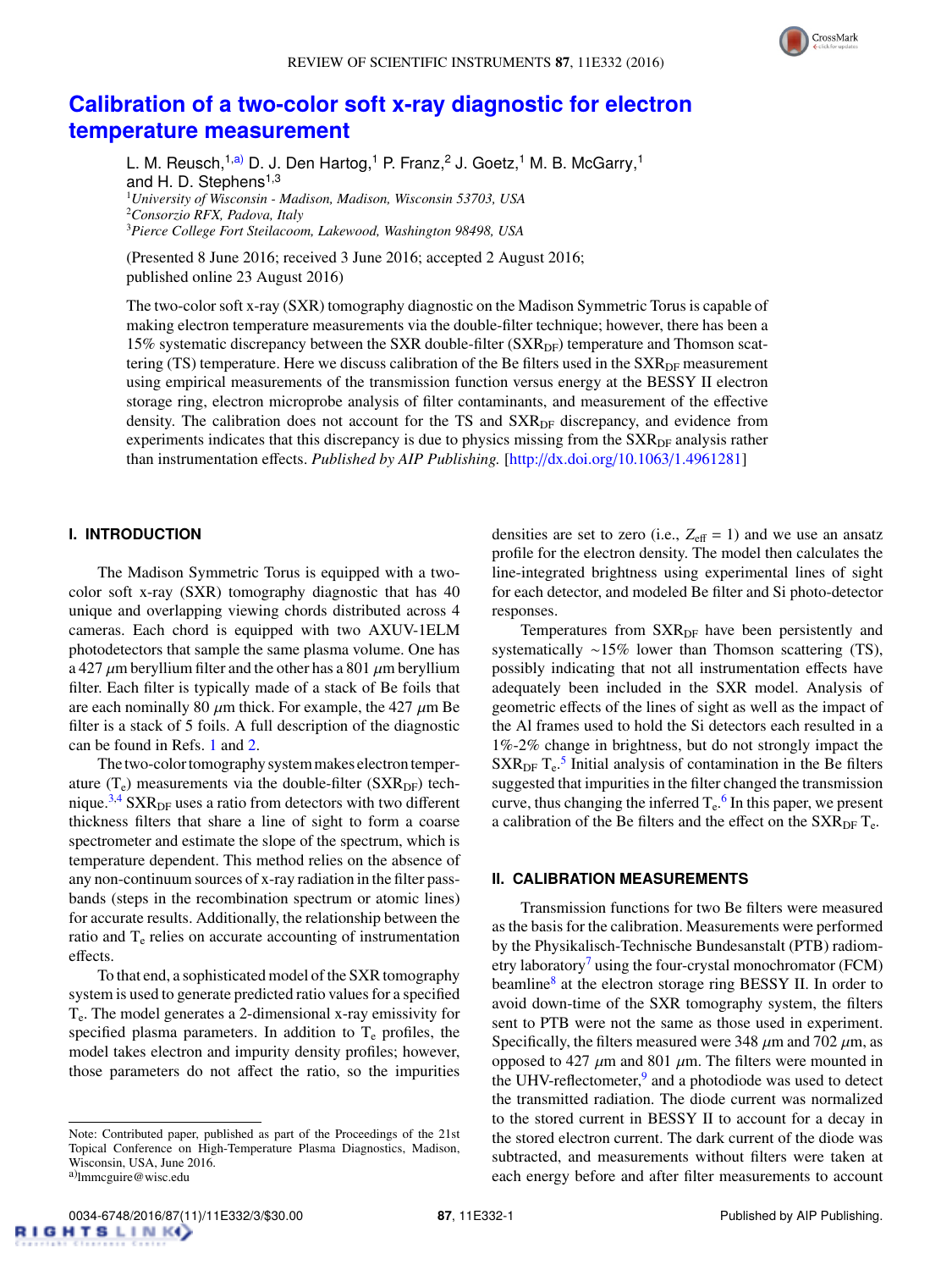# Calibration of a two-color soft x-ray diagnostic for electron temperature measurement

L. M. Reusch,[1,a)] D. J. Den Hartog,[1] P. Franz,[2] J. Goetz,[1] M. B. McGarry,[1] and H. D. Stephens[1,3]

[1]*University of Wisconsin - Madison, Madison, Wisconsin 53703, USA*
[2]*Consorzio RFX, Padova, Italy*
[3]*Pierce College Fort Steilacoom, Lakewood, Washington 98498, USA*

(Presented 8 June 2016; received 3 June 2016; accepted 2 August 2016; published online 23 August 2016)

The two-color soft x-ray (SXR) tomography diagnostic on the Madison Symmetric Torus is capable of making electron temperature measurements via the double-filter technique; however, there has been a 15% systematic discrepancy between the SXR double-filter ($SXR_{DF}$) temperature and Thomson scattering (TS) temperature. Here we discuss calibration of the Be filters used in the $SXR_{DF}$ measurement using empirical measurements of the transmission function versus energy at the BESSY II electron storage ring, electron microprobe analysis of filter contaminants, and measurement of the effective density. The calibration does not account for the TS and $SXR_{DF}$ discrepancy, and evidence from experiments indicates that this discrepancy is due to physics missing from the $SXR_{DF}$ analysis rather than instrumentation effects. *Published by AIP Publishing.* [http://dx.doi.org/10.1063/1.4961281]

## I. INTRODUCTION

The Madison Symmetric Torus is equipped with a two-color soft x-ray (SXR) tomography diagnostic that has 40 unique and overlapping viewing chords distributed across 4 cameras. Each chord is equipped with two AXUV-1ELM photodetectors that sample the same plasma volume. One has a 427 $\mu$m beryllium filter and the other has a 801 $\mu$m beryllium filter. Each filter is typically made of a stack of Be foils that are each nominally 80 $\mu$m thick. For example, the 427 $\mu$m Be filter is a stack of 5 foils. A full description of the diagnostic can be found in Refs. 1 and 2.

The two-color tomography system makes electron temperature ($T_e$) measurements via the double-filter ($SXR_{DF}$) technique.[3,4] $SXR_{DF}$ uses a ratio from detectors with two different thickness filters that share a line of sight to form a coarse spectrometer and estimate the slope of the spectrum, which is temperature dependent. This method relies on the absence of any non-continuum sources of x-ray radiation in the filter passbands (steps in the recombination spectrum or atomic lines) for accurate results. Additionally, the relationship between the ratio and $T_e$ relies on accurate accounting of instrumentation effects.

To that end, a sophisticated model of the SXR tomography system is used to generate predicted ratio values for a specified $T_e$. The model generates a 2-dimensional x-ray emissivity for specified plasma parameters. In addition to $T_e$ profiles, the model takes electron and impurity density profiles; however, those parameters do not affect the ratio, so the impurities densities are set to zero (i.e., $Z_{eff}$ = 1) and we use an ansatz profile for the electron density. The model then calculates the line-integrated brightness using experimental lines of sight for each detector, and modeled Be filter and Si photo-detector responses.

Temperatures from $SXR_{DF}$ have been persistently and systematically ~15% lower than Thomson scattering (TS), possibly indicating that not all instrumentation effects have adequately been included in the SXR model. Analysis of geometric effects of the lines of sight as well as the impact of the Al frames used to hold the Si detectors each resulted in a 1%-2% change in brightness, but do not strongly impact the $SXR_{DF}$ $T_e$.[5] Initial analysis of contamination in the Be filters suggested that impurities in the filter changed the transmission curve, thus changing the inferred $T_e$.[6] In this paper, we present a calibration of the Be filters and the effect on the $SXR_{DF}$ $T_e$.

## II. CALIBRATION MEASUREMENTS

Transmission functions for two Be filters were measured as the basis for the calibration. Measurements were performed by the Physikalisch-Technische Bundesanstalt (PTB) radiometry laboratory[7] using the four-crystal monochromator (FCM) beamline[8] at the electron storage ring BESSY II. In order to avoid down-time of the SXR tomography system, the filters sent to PTB were not the same as those used in experiment. Specifically, the filters measured were 348 $\mu$m and 702 $\mu$m, as opposed to 427 $\mu$m and 801 $\mu$m. The filters were mounted in the UHV-reflectometer,[9] and a photodiode was used to detect the transmitted radiation. The diode current was normalized to the stored current in BESSY II to account for a decay in the stored electron current. The dark current of the diode was subtracted, and measurements without filters were taken at each energy before and after filter measurements to account

---

Note: Contributed paper, published as part of the Proceedings of the 21st Topical Conference on High-Temperature Plasma Diagnostics, Madison, Wisconsin, USA, June 2016.

[a)]lmmcguire@wisc.edu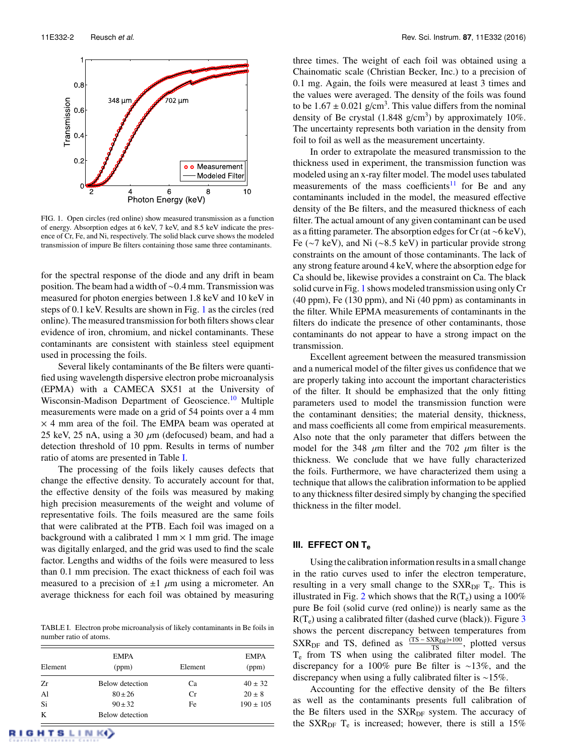FIG. 1. Open circles (red online) show measured transmission as a function of energy. Absorption edges at 6 keV, 7 keV, and 8.5 keV indicate the presence of Cr, Fe, and Ni, respectively. The solid black curve shows the modeled transmission of impure Be filters containing those same three contaminants.

for the spectral response of the diode and any drift in beam position. The beam had a width of ~0.4 mm. Transmission was measured for photon energies between 1.8 keV and 10 keV in steps of 0.1 keV. Results are shown in Fig. 1 as the circles (red online). The measured transmission for both filters shows clear evidence of iron, chromium, and nickel contaminants. These contaminants are consistent with stainless steel equipment used in processing the foils.

Several likely contaminants of the Be filters were quantified using wavelength dispersive electron probe microanalysis (EPMA) with a CAMECA SX51 at the University of Wisconsin-Madison Department of Geoscience.[10] Multiple measurements were made on a grid of 54 points over a 4 mm × 4 mm area of the foil. The EMPA beam was operated at 25 keV, 25 nA, using a 30 $\mu$m (defocused) beam, and had a detection threshold of 10 ppm. Results in terms of number ratio of atoms are presented in Table I.

The processing of the foils likely causes defects that change the effective density. To accurately account for that, the effective density of the foils was measured by making high precision measurements of the weight and volume of representative foils. The foils measured are the same foils that were calibrated at the PTB. Each foil was imaged on a background with a calibrated 1 mm × 1 mm grid. The image was digitally enlarged, and the grid was used to find the scale factor. Lengths and widths of the foils were measured to less than 0.1 mm precision. The exact thickness of each foil was measured to a precision of ±1 $\mu$m using a micrometer. An average thickness for each foil was obtained by measuring three times. The weight of each foil was obtained using a Chainomatic scale (Christian Becker, Inc.) to a precision of 0.1 mg. Again, the foils were measured at least 3 times and the values were averaged. The density of the foils was found to be 1.67 ± 0.021 g/cm$^3$. This value differs from the nominal density of Be crystal (1.848 g/cm$^3$) by approximately 10%. The uncertainty represents both variation in the density from foil to foil as well as the measurement uncertainty.

TABLE I. Electron probe microanalysis of likely contaminants in Be foils in number ratio of atoms.

| Element | EMPA (ppm) | Element | EMPA (ppm) |
|---|---|---|---|
| Zr | Below detection | Ca | 40 ± 32 |
| Al | 80 ± 26 | Cr | 20 ± 8 |
| Si | 90 ± 32 | Fe | 190 ± 105 |
| K | Below detection | | |

In order to extrapolate the measured transmission to the thickness used in experiment, the transmission function was modeled using an x-ray filter model. The model uses tabulated measurements of the mass coefficients[11] for Be and any contaminants included in the model, the measured effective density of the Be filters, and the measured thickness of each filter. The actual amount of any given contaminant can be used as a fitting parameter. The absorption edges for Cr (at ~6 keV), Fe (~7 keV), and Ni (~8.5 keV) in particular provide strong constraints on the amount of those contaminants. The lack of any strong feature around 4 keV, where the absorption edge for Ca should be, likewise provides a constraint on Ca. The black solid curve in Fig. 1 shows modeled transmission using only Cr (40 ppm), Fe (130 ppm), and Ni (40 ppm) as contaminants in the filter. While EPMA measurements of contaminants in the filters do indicate the presence of other contaminants, those contaminants do not appear to have a strong impact on the transmission.

Excellent agreement between the measured transmission and a numerical model of the filter gives us confidence that we are properly taking into account the important characteristics of the filter. It should be emphasized that the only fitting parameters used to model the transmission function were the contaminant densities; the material density, thickness, and mass coefficients all come from empirical measurements. Also note that the only parameter that differs between the model for the 348 $\mu$m filter and the 702 $\mu$m filter is the thickness. We conclude that we have fully characterized the foils. Furthermore, we have characterized them using a technique that allows the calibration information to be applied to any thickness filter desired simply by changing the specified thickness in the filter model.

## III. EFFECT ON $T_e$

Using the calibration information results in a small change in the ratio curves used to infer the electron temperature, resulting in a very small change to the $SXR_{DF}$ $T_e$. This is illustrated in Fig. 2 which shows that the $R(T_e)$ using a 100% pure Be foil (solid curve (red online)) is nearly same as the $R(T_e)$ using a calibrated filter (dashed curve (black)). Figure 3 shows the percent discrepancy between temperatures from $SXR_{DF}$ and TS, defined as $\frac{(TS - SXR_{DF})*100}{TS}$, plotted versus $T_e$ from TS when using the calibrated filter model. The discrepancy for a 100% pure Be filter is ~13%, and the discrepancy when using a fully calibrated filter is ~15%.

Accounting for the effective density of the Be filters as well as the contaminants presents full calibration of the Be filters used in the $SXR_{DF}$ system. The accuracy of the $SXR_{DF}$ $T_e$ is increased; however, there is still a 15%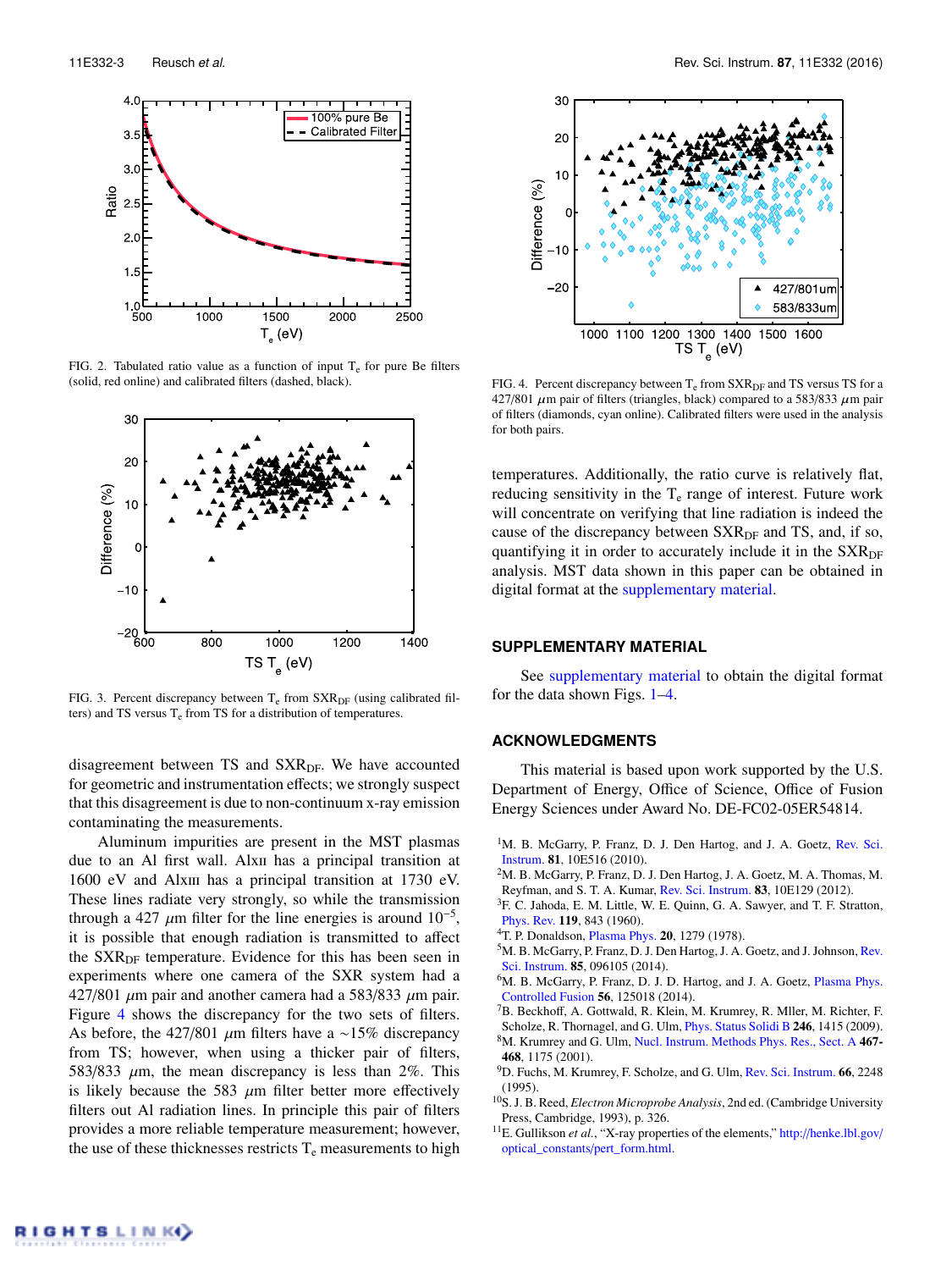4.0

3.5

3.0

2.5

2.0

1.5

1.0

Ratio

500 1000 1500 2000 2500

$T_e$ (eV)

100% pure Be

Calibrated Filter

FIG. 2. Tabulated ratio value as a function of input $T_e$ for pure Be filters (solid, red online) and calibrated filters (dashed, black).

30

20

10

0

−10

−20

Difference (%)

600 800 1000 1200 1400

TS $T_e$ (eV)

FIG. 3. Percent discrepancy between $T_e$ from $SXR_{DF}$ (using calibrated filters) and TS versus $T_e$ from TS for a distribution of temperatures.

disagreement between TS and $SXR_{DF}$. We have accounted for geometric and instrumentation effects; we strongly suspect that this disagreement is due to non-continuum x-ray emission contaminating the measurements.

Aluminum impurities are present in the MST plasmas due to an Al first wall. AlXII has a principal transition at 1600 eV and AlXIII has a principal transition at 1730 eV. These lines radiate very strongly, so while the transmission through a 427 $\mu$m filter for the line energies is around $10^{-5}$, it is possible that enough radiation is transmitted to affect the $SXR_{DF}$ temperature. Evidence for this has been seen in experiments where one camera of the SXR system had a 427/801 $\mu$m pair and another camera had a 583/833 $\mu$m pair. Figure 4 shows the discrepancy for the two sets of filters. As before, the 427/801 $\mu$m filters have a ~15% discrepancy from TS; however, when using a thicker pair of filters, 583/833 $\mu$m, the mean discrepancy is less than 2%. This is likely because the 583 $\mu$m filter better more effectively filters out Al radiation lines. In principle this pair of filters provides a more reliable temperature measurement; however, the use of these thicknesses restricts $T_e$ measurements to high

30

20

10

0

−10

−20

Difference (%)

1000 1100 1200 1300 1400 1500 1600

TS $T_e$ (eV)

427/801um

583/833um

FIG. 4. Percent discrepancy between $T_e$ from $SXR_{DF}$ and TS versus TS for a 427/801 $\mu$m pair of filters (triangles, black) compared to a 583/833 $\mu$m pair of filters (diamonds, cyan online). Calibrated filters were used in the analysis for both pairs.

temperatures. Additionally, the ratio curve is relatively flat, reducing sensitivity in the $T_e$ range of interest. Future work will concentrate on verifying that line radiation is indeed the cause of the discrepancy between $SXR_{DF}$ and TS, and, if so, quantifying it in order to accurately include it in the $SXR_{DF}$ analysis. MST data shown in this paper can be obtained in digital format at the supplementary material.

## SUPPLEMENTARY MATERIAL

See supplementary material to obtain the digital format for the data shown Figs. 1–4.

## ACKNOWLEDGMENTS

This material is based upon work supported by the U.S. Department of Energy, Office of Science, Office of Fusion Energy Sciences under Award No. DE-FC02-05ER54814.

[1] M. B. McGarry, P. Franz, D. J. Den Hartog, and J. A. Goetz, Rev. Sci. Instrum. **81**, 10E516 (2010).

[2] M. B. McGarry, P. Franz, D. J. Den Hartog, J. A. Goetz, M. A. Thomas, M. Reyfman, and S. T. A. Kumar, Rev. Sci. Instrum. **83**, 10E129 (2012).

[3] F. C. Jahoda, E. M. Little, W. E. Quinn, G. A. Sawyer, and T. F. Stratton, Phys. Rev. **119**, 843 (1960).

[4] T. P. Donaldson, Plasma Phys. **20**, 1279 (1978).

[5] M. B. McGarry, P. Franz, D. J. Den Hartog, J. A. Goetz, and J. Johnson, Rev. Sci. Instrum. **85**, 096105 (2014).

[6] M. B. McGarry, P. Franz, D. J. D. Hartog, and J. A. Goetz, Plasma Phys. Controlled Fusion **56**, 125018 (2014).

[7] B. Beckhoff, A. Gottwald, R. Klein, M. Krumrey, R. Mller, M. Richter, F. Scholze, R. Thornagel, and G. Ulm, Phys. Status Solidi B **246**, 1415 (2009).

[8] M. Krumrey and G. Ulm, Nucl. Instrum. Methods Phys. Res., Sect. A **467-468**, 1175 (2001).

[9] D. Fuchs, M. Krumrey, F. Scholze, and G. Ulm, Rev. Sci. Instrum. **66**, 2248 (1995).

[10] S. J. B. Reed, *Electron Microprobe Analysis*, 2nd ed. (Cambridge University Press, Cambridge, 1993), p. 326.

[11] E. Gullikson *et al.*, "X-ray properties of the elements," http://henke.lbl.gov/optical_constants/pert_form.html.